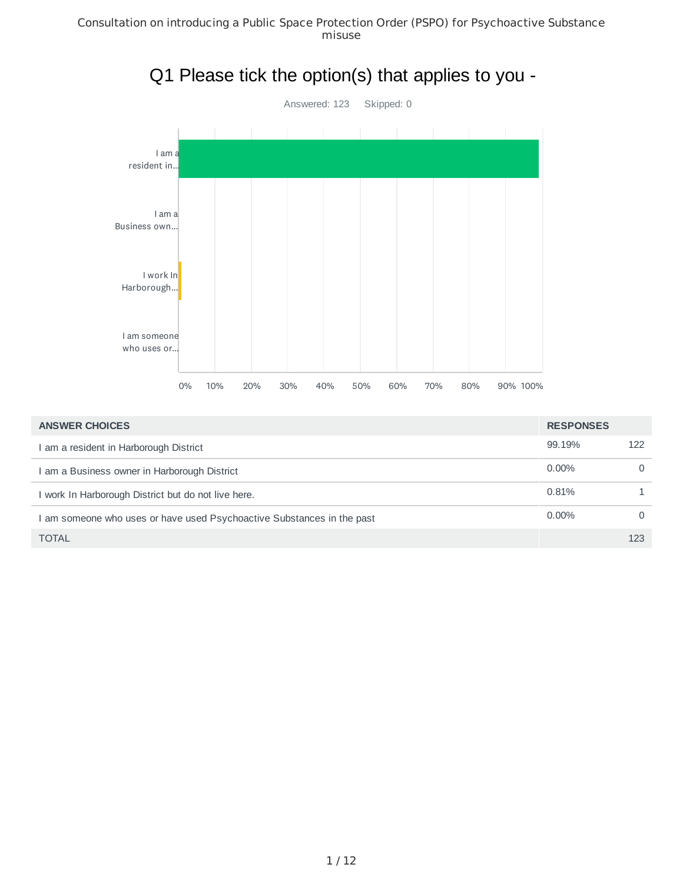# Q1 Please tick the option(s) that applies to you -

Answered: 123 Skipped: 0

| ANSWER CHOICES | RESPONSES | |
|---|---|---|
| I am a resident in Harborough District | 99.19% | 122 |
| I am a Business owner in Harborough District | 0.00% | 0 |
| I work In Harborough District but do not live here. | 0.81% | 1 |
| I am someone who uses or have used Psychoactive Substances in the past | 0.00% | 0 |
| TOTAL | | 123 |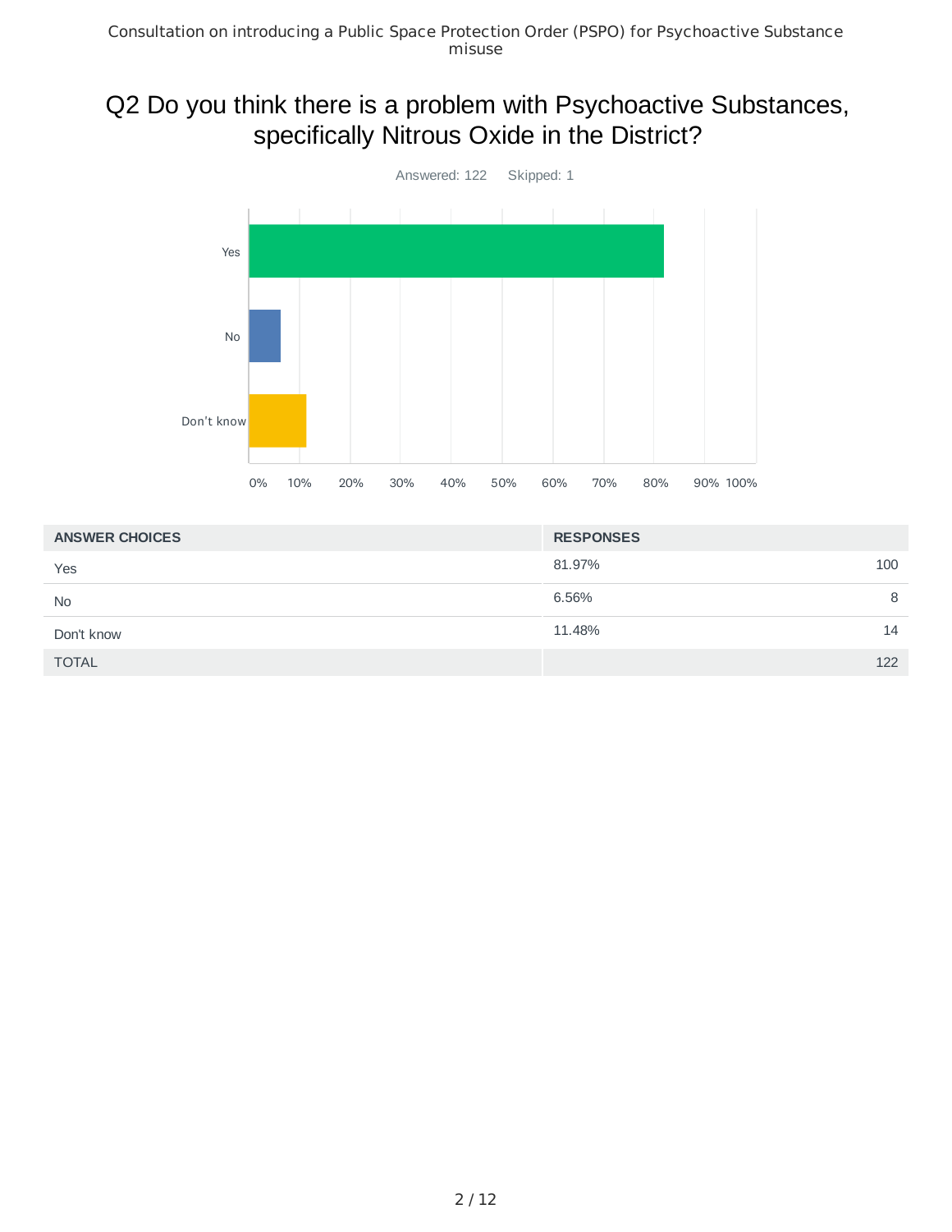## Q2 Do you think there is a problem with Psychoactive Substances, specifically Nitrous Oxide in the District?

Answered: 122    Skipped: 1

| ANSWER CHOICES | RESPONSES | |
|---|---|---|
| Yes | 81.97% | 100 |
| No | 6.56% | 8 |
| Don't know | 11.48% | 14 |
| TOTAL | | 122 |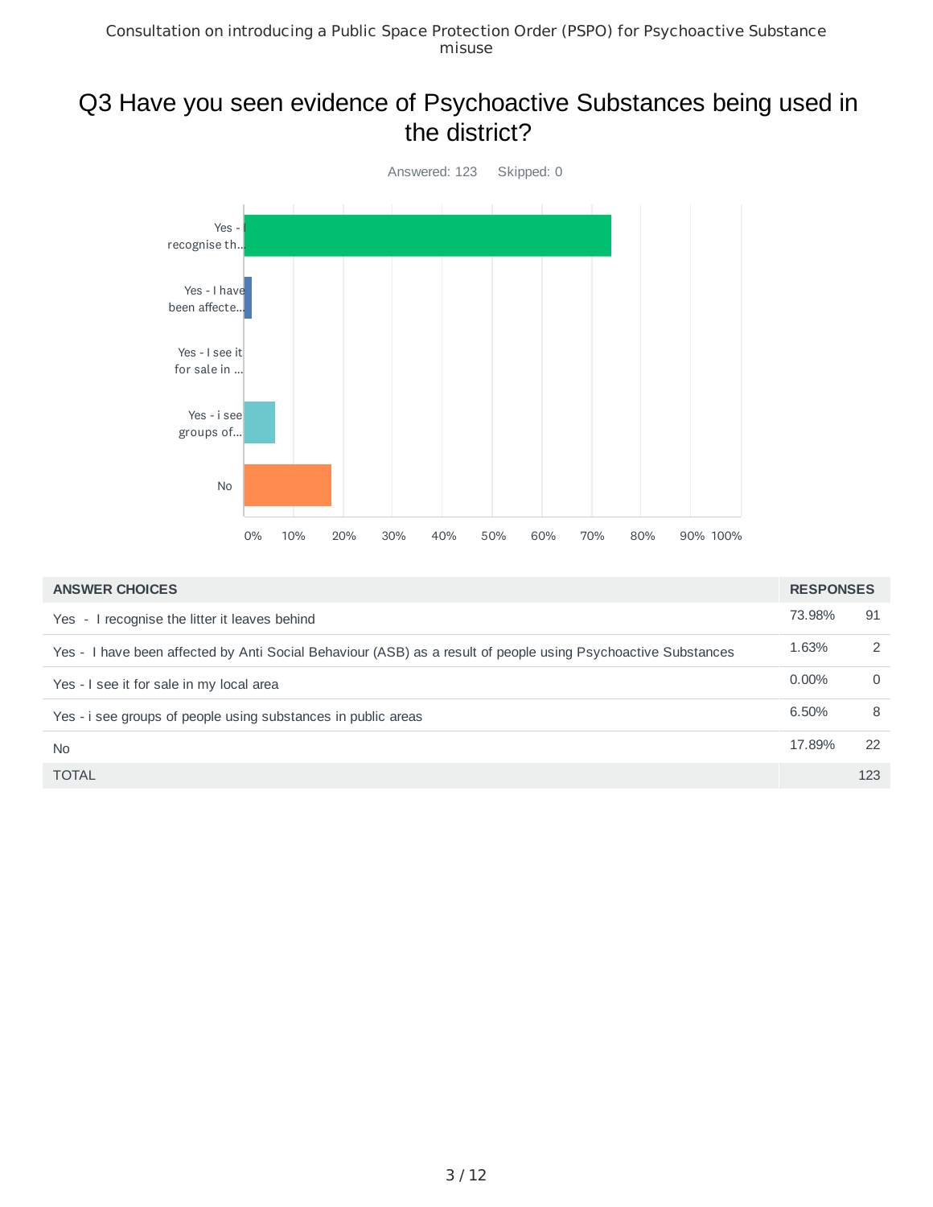# Q3 Have you seen evidence of Psychoactive Substances being used in the district?

Answered: 123    Skipped: 0

| ANSWER CHOICES | RESPONSES | |
|---|---|---|
| Yes - I recognise the litter it leaves behind | 73.98% | 91 |
| Yes - I have been affected by Anti Social Behaviour (ASB) as a result of people using Psychoactive Substances | 1.63% | 2 |
| Yes - I see it for sale in my local area | 0.00% | 0 |
| Yes - i see groups of people using substances in public areas | 6.50% | 8 |
| No | 17.89% | 22 |
| TOTAL | | 123 |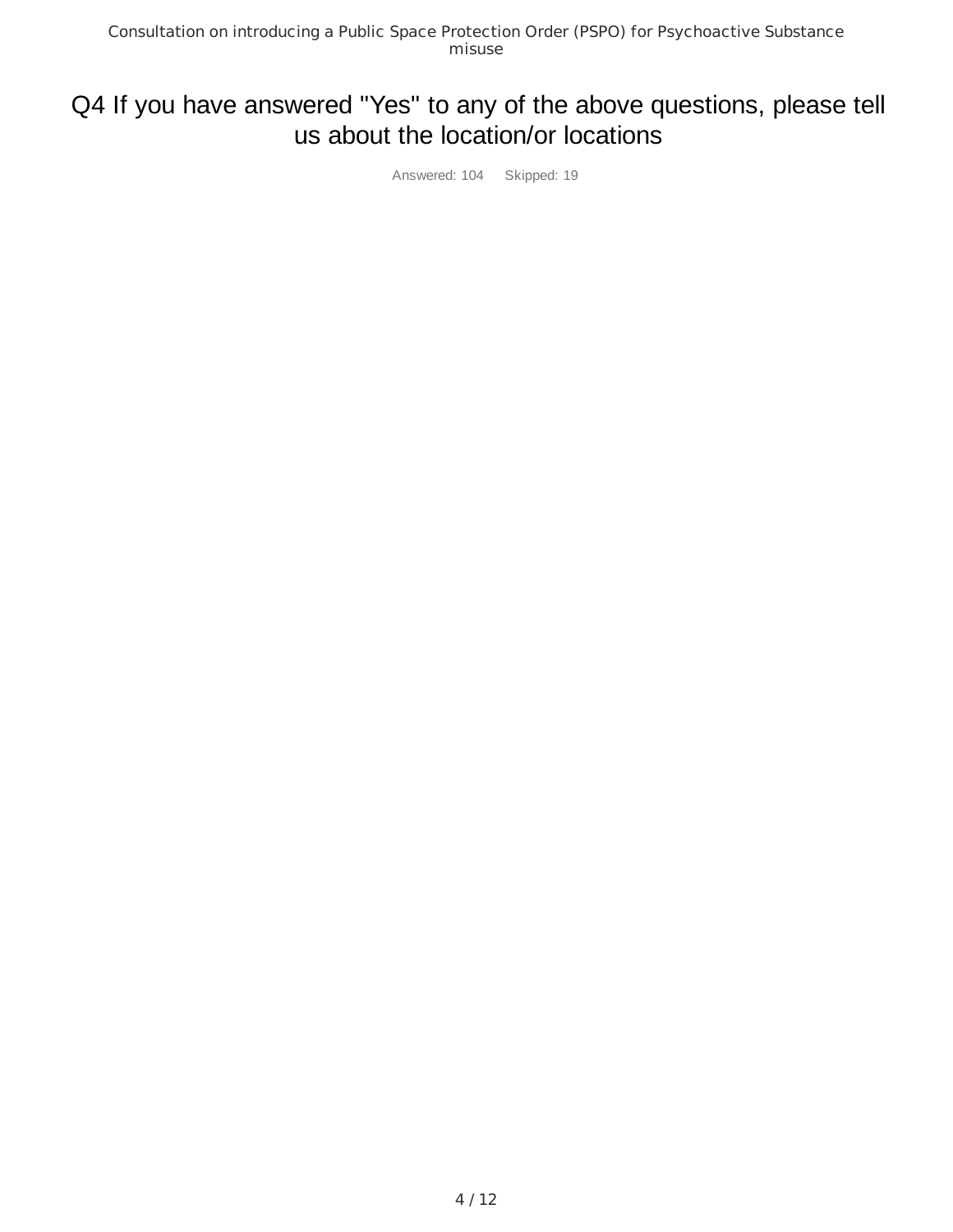# Q4 If you have answered "Yes" to any of the above questions, please tell us about the location/or locations

Answered: 104 Skipped: 19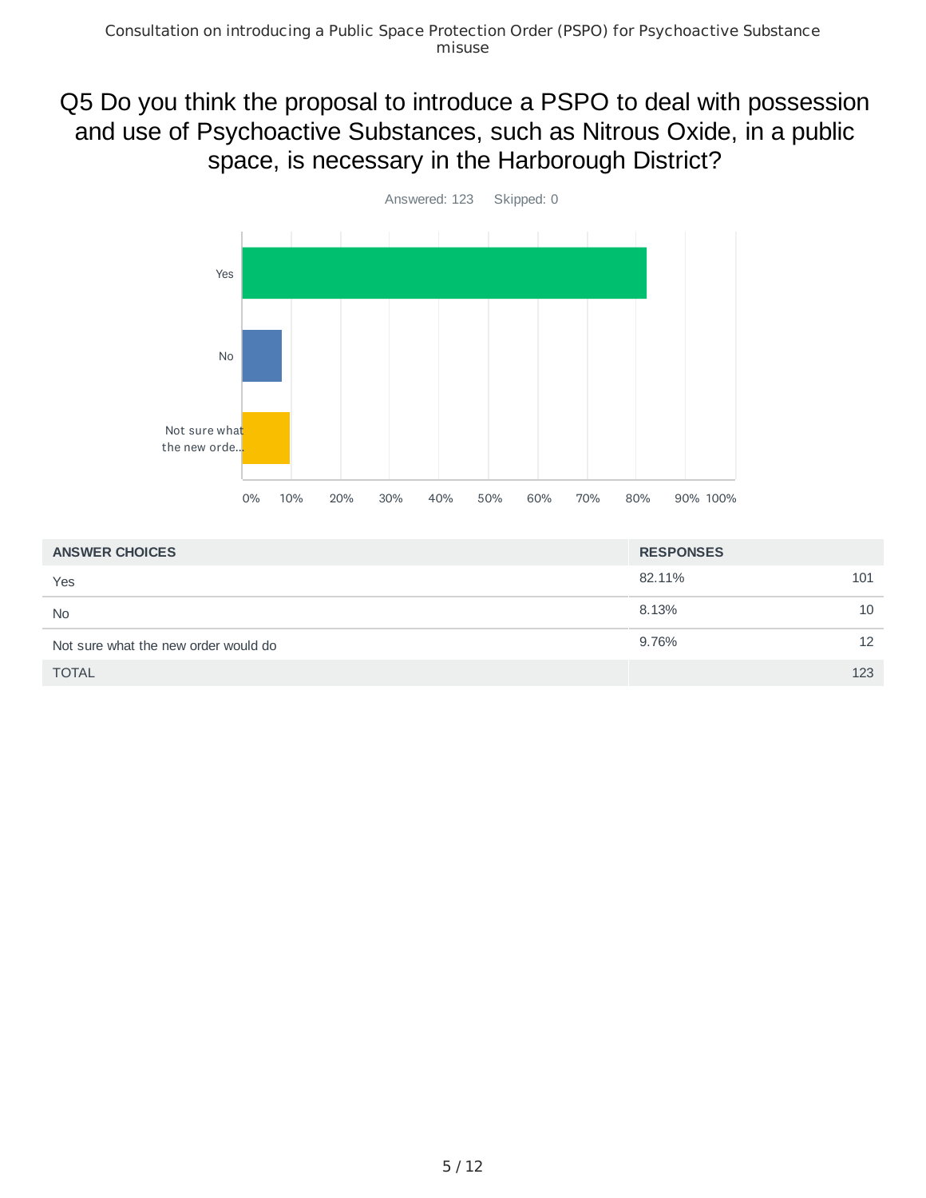## Q5 Do you think the proposal to introduce a PSPO to deal with possession and use of Psychoactive Substances, such as Nitrous Oxide, in a public space, is necessary in the Harborough District?

Answered: 123    Skipped: 0

| ANSWER CHOICES | RESPONSES | |
|---|---|---|
| Yes | 82.11% | 101 |
| No | 8.13% | 10 |
| Not sure what the new order would do | 9.76% | 12 |
| TOTAL | | 123 |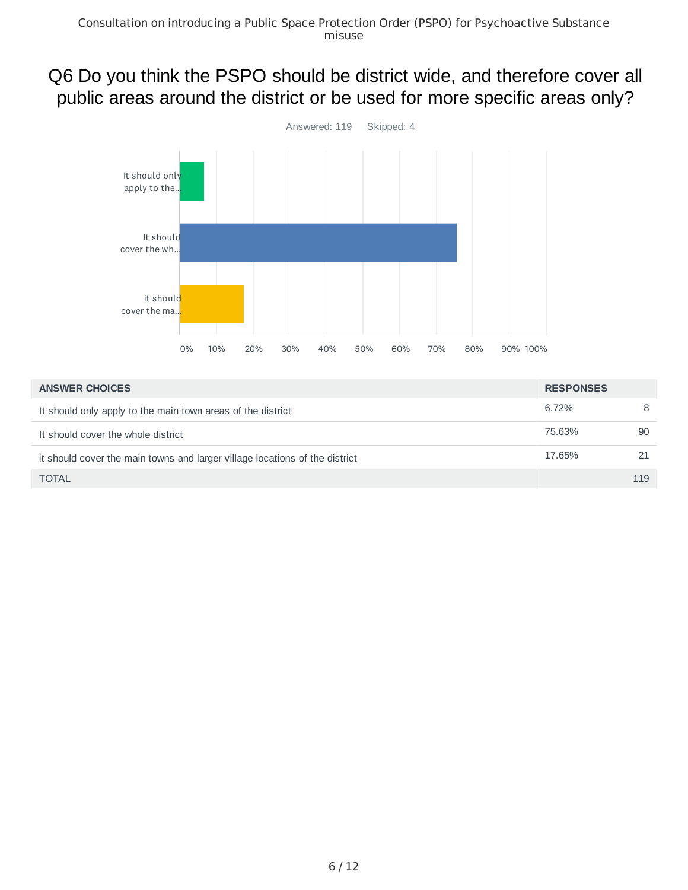## Q6 Do you think the PSPO should be district wide, and therefore cover all public areas around the district or be used for more specific areas only?

Answered: 119 Skipped: 4

| ANSWER CHOICES | RESPONSES | |
|---|---|---|
| It should only apply to the main town areas of the district | 6.72% | 8 |
| It should cover the whole district | 75.63% | 90 |
| it should cover the main towns and larger village locations of the district | 17.65% | 21 |
| TOTAL | | 119 |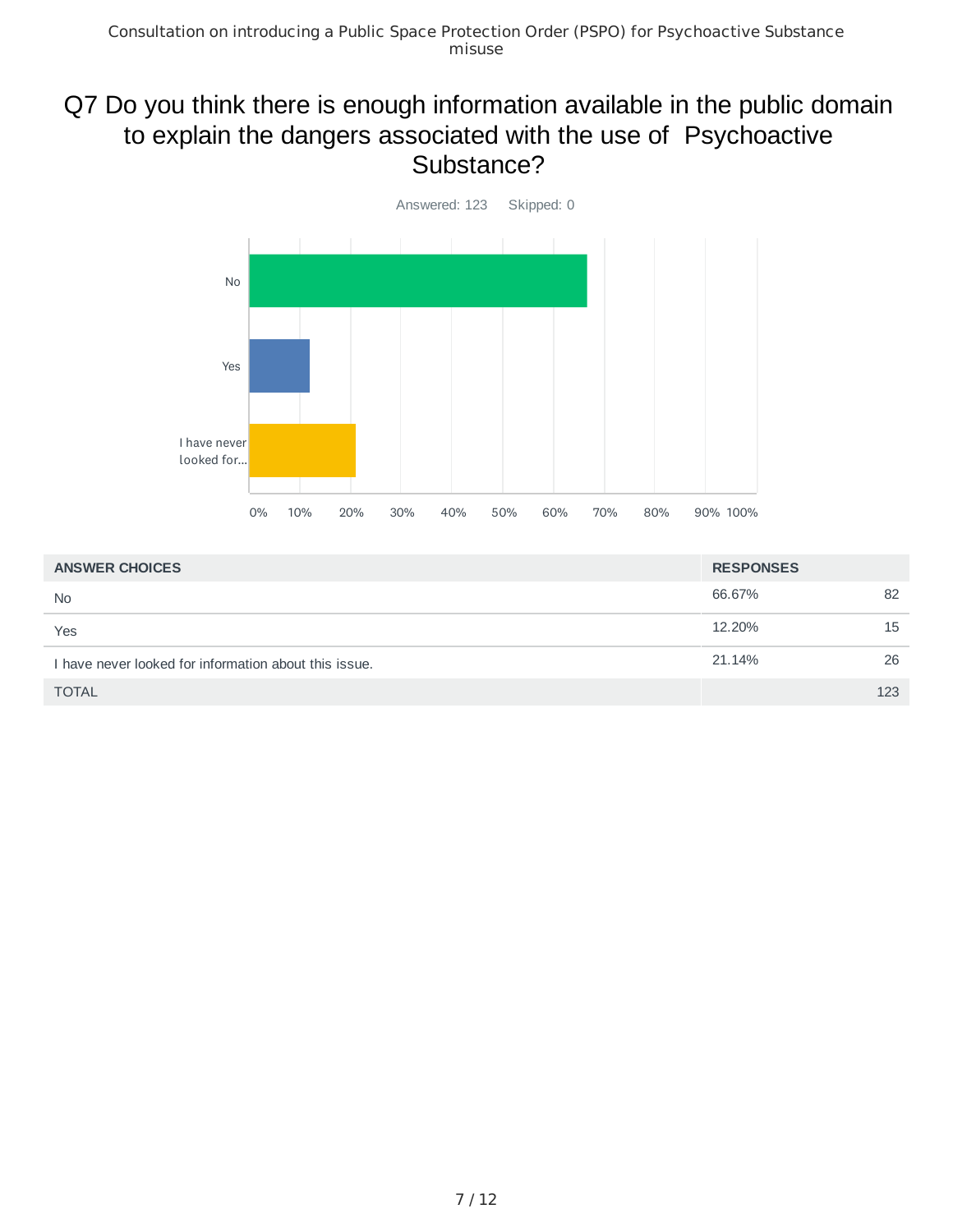# Q7 Do you think there is enough information available in the public domain to explain the dangers associated with the use of Psychoactive Substance?

Answered: 123    Skipped: 0

| ANSWER CHOICES | RESPONSES | |
|---|---|---|
| No | 66.67% | 82 |
| Yes | 12.20% | 15 |
| I have never looked for information about this issue. | 21.14% | 26 |
| TOTAL | | 123 |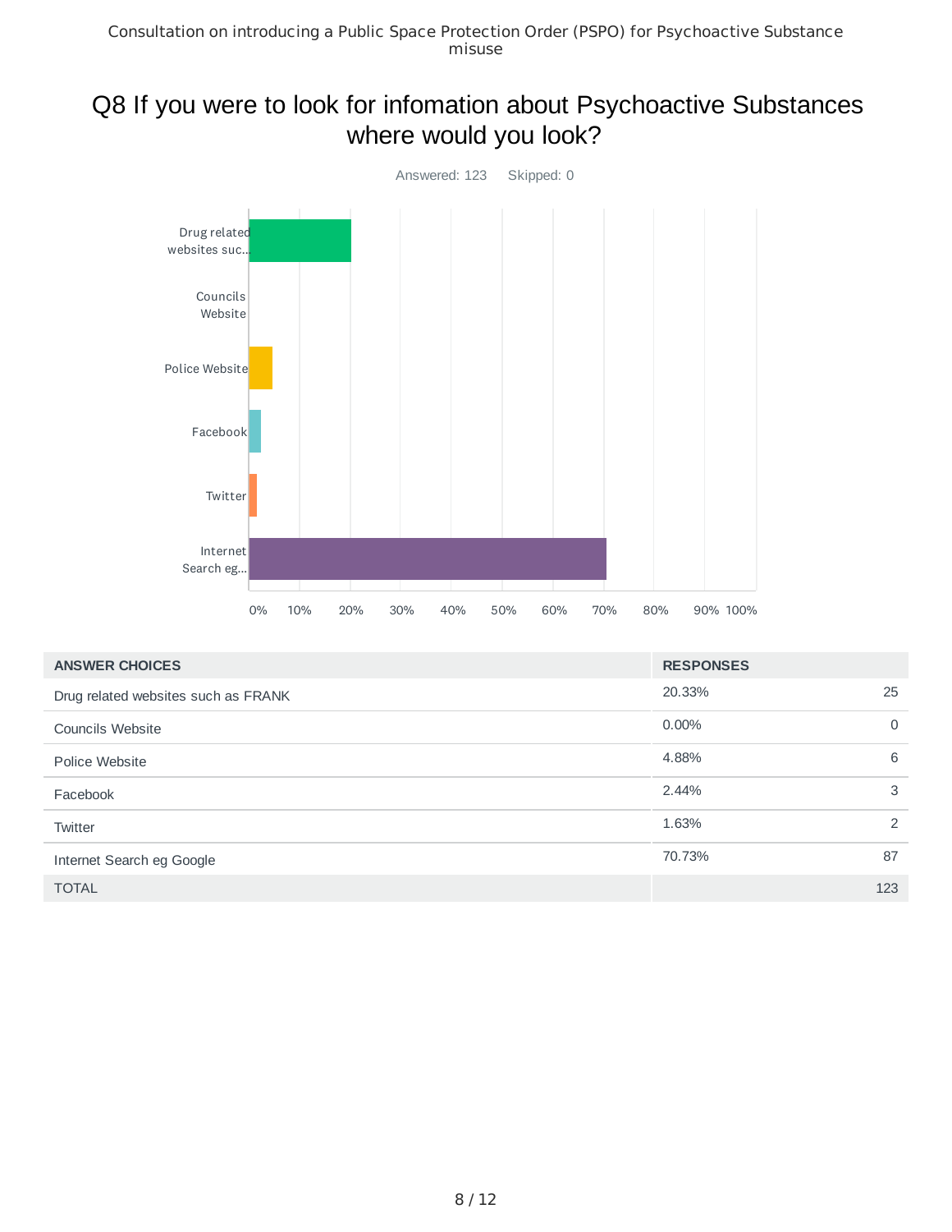# Q8 If you were to look for infomation about Psychoactive Substances where would you look?

Answered: 123 Skipped: 0

| ANSWER CHOICES | RESPONSES | |
|---|---|---|
| Drug related websites such as FRANK | 20.33% | 25 |
| Councils Website | 0.00% | 0 |
| Police Website | 4.88% | 6 |
| Facebook | 2.44% | 3 |
| Twitter | 1.63% | 2 |
| Internet Search eg Google | 70.73% | 87 |
| TOTAL | | 123 |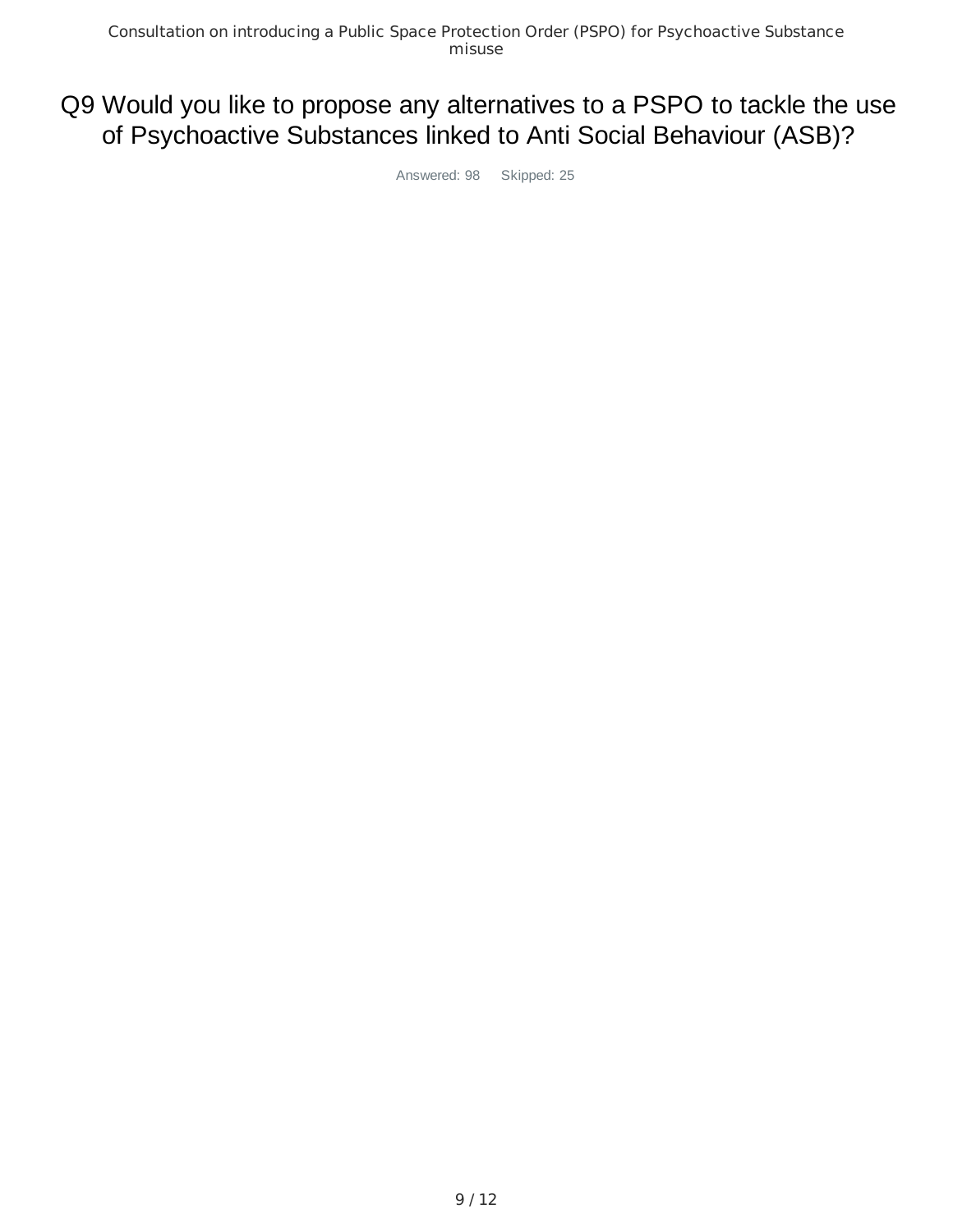# Q9 Would you like to propose any alternatives to a PSPO to tackle the use of Psychoactive Substances linked to Anti Social Behaviour (ASB)?

Answered: 98 Skipped: 25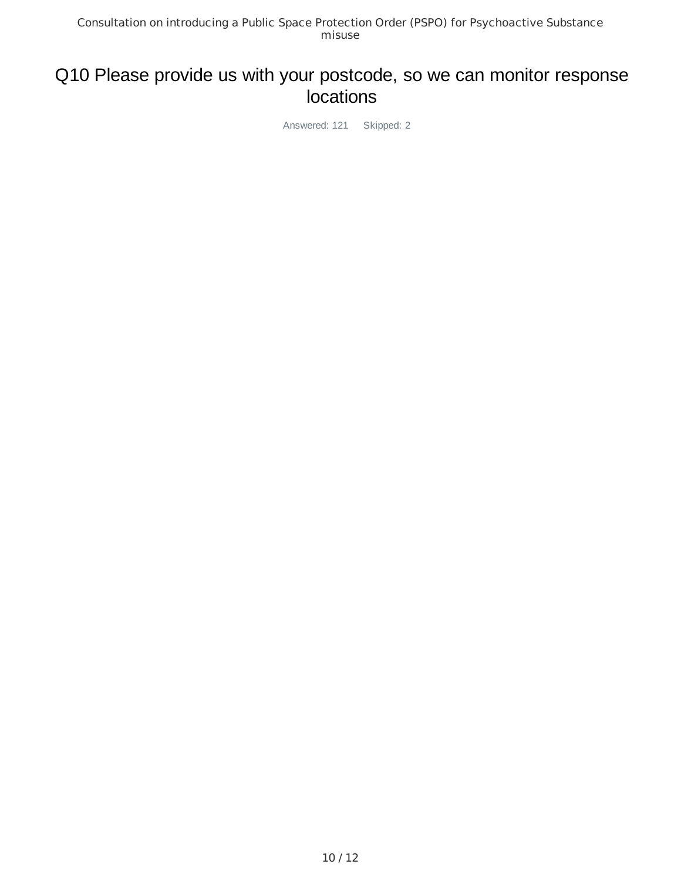# Q10 Please provide us with your postcode, so we can monitor response locations

Answered: 121 Skipped: 2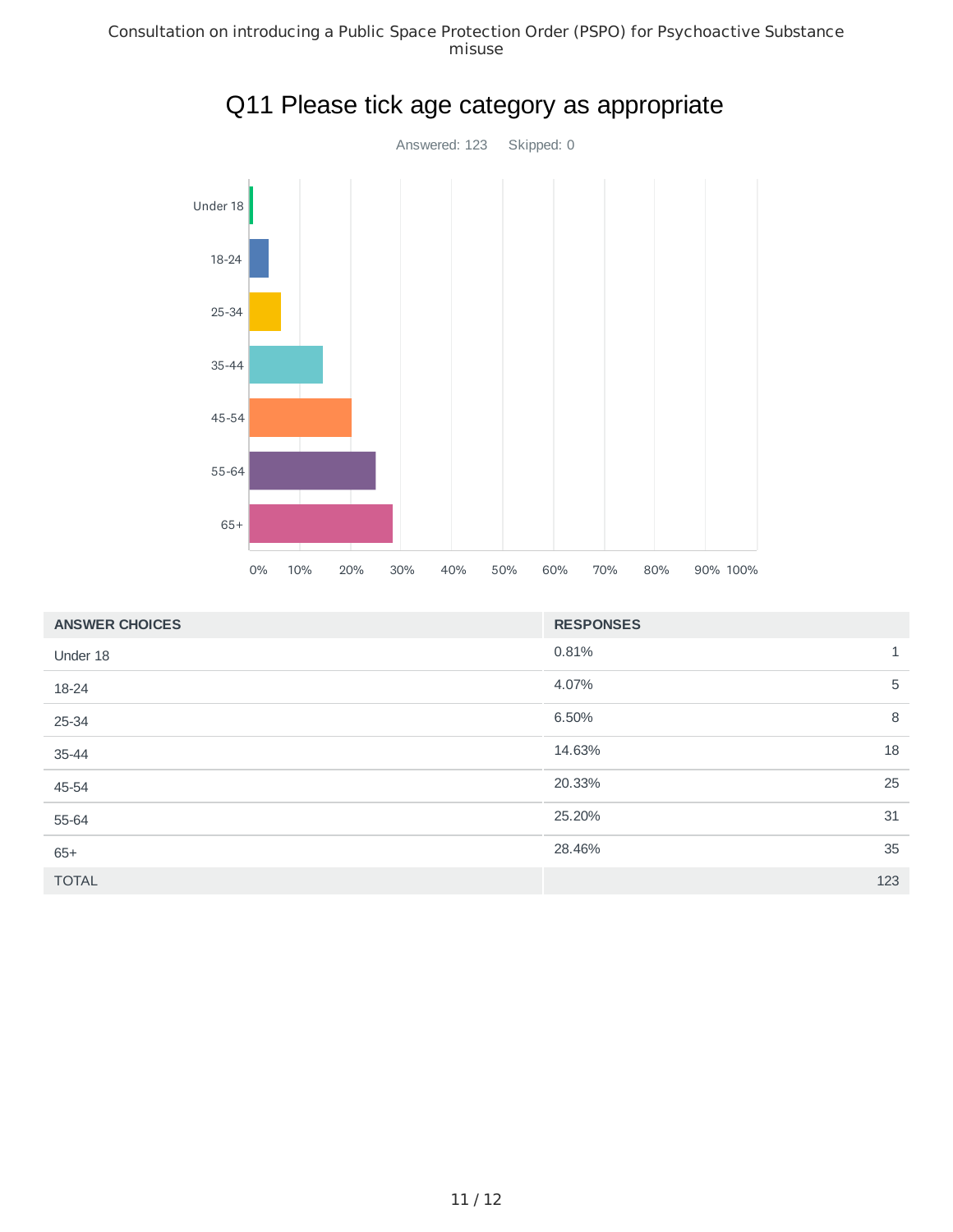# Q11 Please tick age category as appropriate

Answered: 123 Skipped: 0

| ANSWER CHOICES | RESPONSES | |
|---|---|---|
| Under 18 | 0.81% | 1 |
| 18-24 | 4.07% | 5 |
| 25-34 | 6.50% | 8 |
| 35-44 | 14.63% | 18 |
| 45-54 | 20.33% | 25 |
| 55-64 | 25.20% | 31 |
| 65+ | 28.46% | 35 |
| TOTAL | | 123 |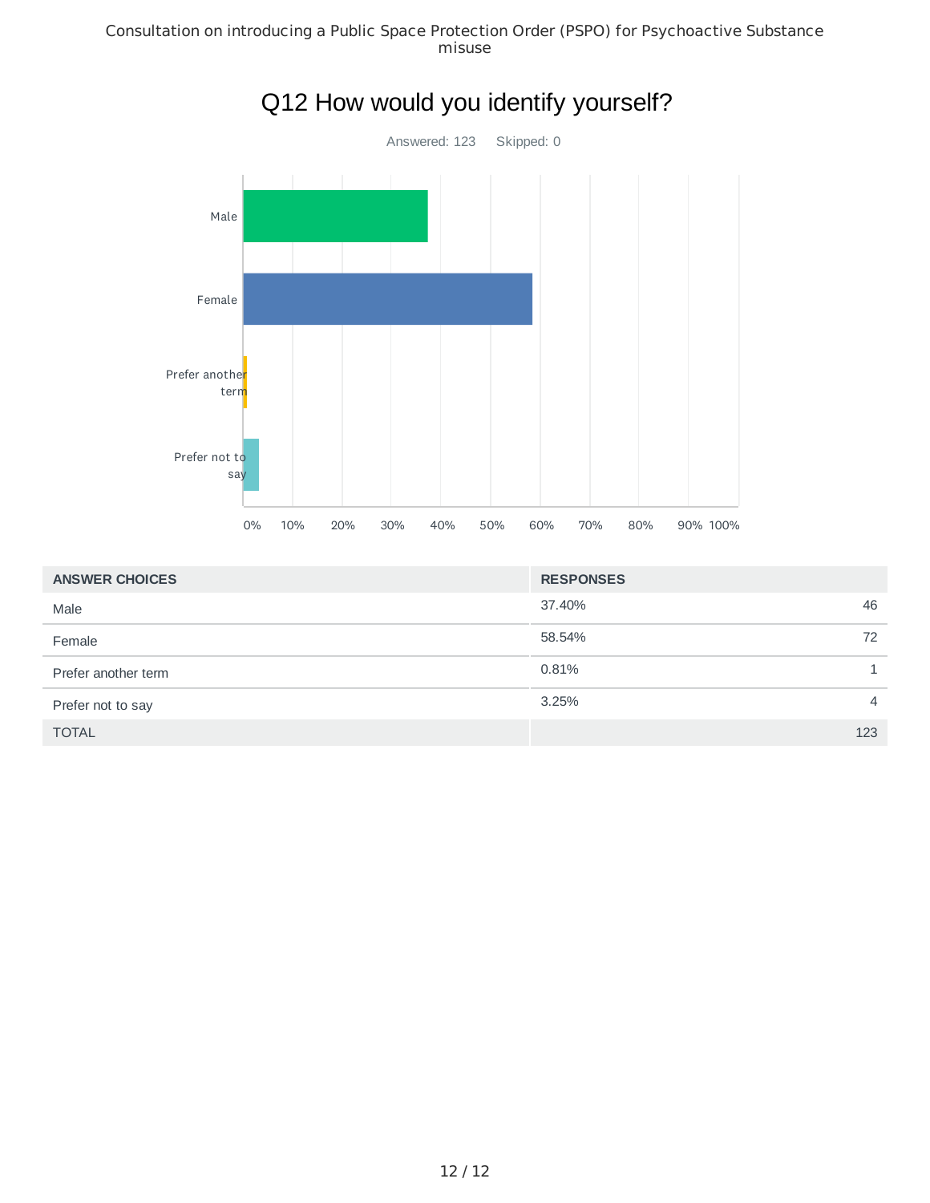## Q12 How would you identify yourself?

Answered: 123 Skipped: 0

Male

Female

Prefer another term

Prefer not to say

0% 10% 20% 30% 40% 50% 60% 70% 80% 90% 100%

| ANSWER CHOICES | RESPONSES | |
|---|---|---|
| Male | 37.40% | 46 |
| Female | 58.54% | 72 |
| Prefer another term | 0.81% | 1 |
| Prefer not to say | 3.25% | 4 |
| TOTAL | | 123 |